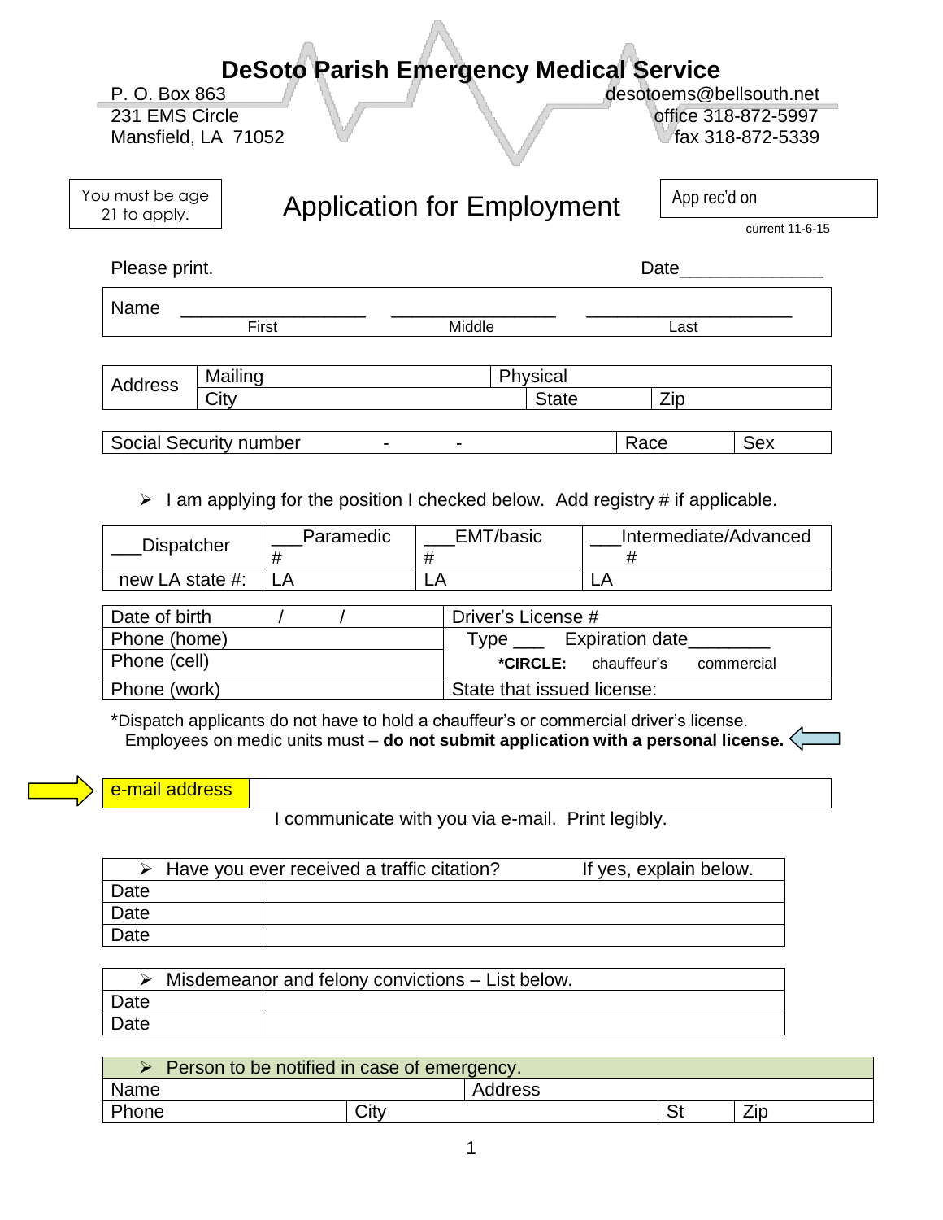# DeSoto Parish Emergency Medical Service

P. O. Box 863
231 EMS Circle
Mansfield, LA 71052

desotoems@bellsouth.net
office 318-872-5997
fax 318-872-5339

You must be age 21 to apply.

## Application for Employment

App rec'd on

current 11-6-15

Please print. Date______________

| Name | _________________ First | _______________ Middle | ___________________ Last |
|---|---|---|---|

| Address | Mailing | Physical | |
|---|---|---|---|
| | City | State | Zip |

| Social Security number - - | Race | Sex |
|---|---|---|

➢ I am applying for the position I checked below. Add registry # if applicable.

| ___Dispatcher | ___Paramedic # | ___EMT/basic # | ___Intermediate/Advanced # |
|---|---|---|---|
| new LA state #: | LA | LA | LA |

| Date of birth / / | Driver's License # |
|---|---|
| Phone (home) | Type ___ Expiration date________ |
| Phone (cell) | ***CIRCLE:** chauffeur's commercial |
| Phone (work) | State that issued license: |

*Dispatch applicants do not have to hold a chauffeur's or commercial driver's license.
Employees on medic units must – **do not submit application with a personal license.**

| e-mail address | |
|---|---|

I communicate with you via e-mail. Print legibly.

| ➢ Have you ever received a traffic citation? If yes, explain below. | |
|---|---|
| Date | |
| Date | |
| Date | |

| ➢ Misdemeanor and felony convictions – List below. | |
|---|---|
| Date | |
| Date | |

| ➢ Person to be notified in case of emergency. | | | |
|---|---|---|---|
| Name | Address | | |
| Phone | City | St | Zip |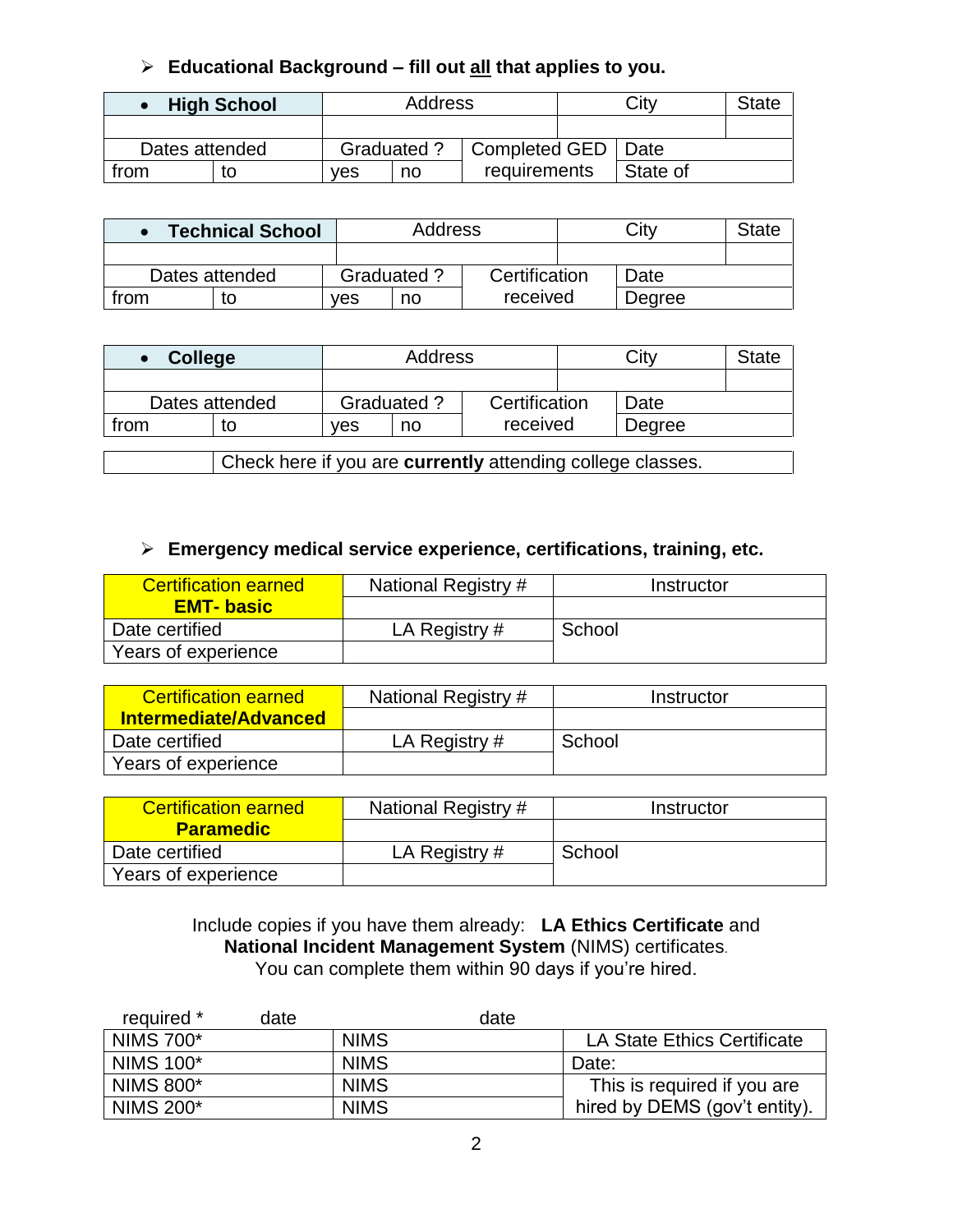- **Educational Background – fill out all that applies to you.**

| • **High School** | | Address | | City | State |
|---|---|---|---|---|---|
| | | | | | |
| Dates attended | | Graduated ? | | Completed GED requirements | Date |
| from | to | yes | no | | State of |

| • **Technical School** | | Address | | City | State |
|---|---|---|---|---|---|
| | | | | | |
| Dates attended | | Graduated ? | | Certification received | Date |
| from | to | yes | no | | Degree |

| • **College** | | Address | | City | State |
|---|---|---|---|---|---|
| | | | | | |
| Dates attended | | Graduated ? | | Certification received | Date |
| from | to | yes | no | | Degree |

| | Check here if you are **currently** attending college classes. |
|---|---|

- **Emergency medical service experience, certifications, training, etc.**

| Certification earned **EMT- basic** | National Registry # | Instructor |
|---|---|---|
| | | |
| Date certified | LA Registry # | School |
| Years of experience | | |

| Certification earned **Intermediate/Advanced** | National Registry # | Instructor |
|---|---|---|
| | | |
| Date certified | LA Registry # | School |
| Years of experience | | |

| Certification earned **Paramedic** | National Registry # | Instructor |
|---|---|---|
| | | |
| Date certified | LA Registry # | School |
| Years of experience | | |

Include copies if you have them already: **LA Ethics Certificate** and **National Incident Management System** (NIMS) certificates.
You can complete them within 90 days if you're hired.

| required * date | date | |
|---|---|---|
| NIMS 700* | NIMS | LA State Ethics Certificate |
| NIMS 100* | NIMS | Date: |
| NIMS 800* | NIMS | This is required if you are hired by DEMS (gov't entity). |
| NIMS 200* | NIMS | |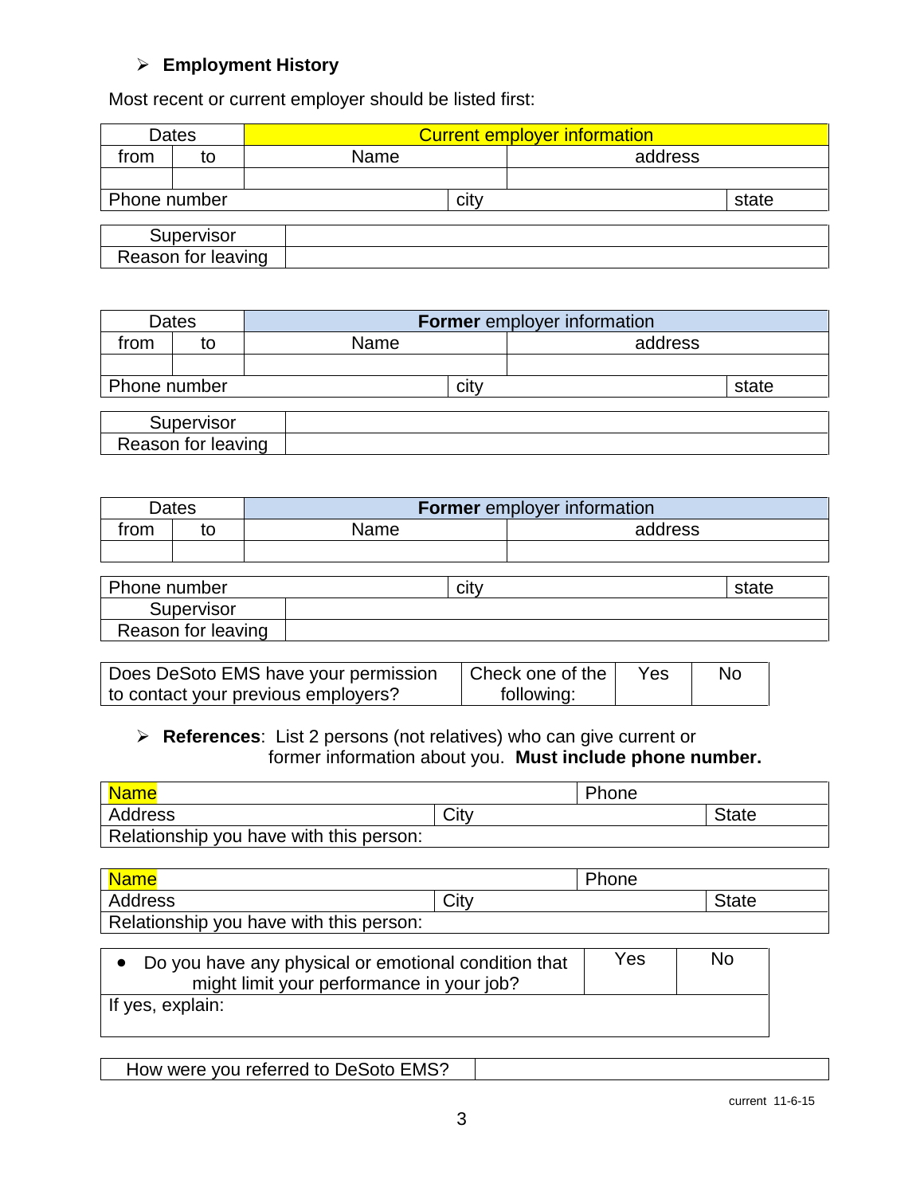## ➢ Employment History

Most recent or current employer should be listed first:

| Dates | | Current employer information | | |
|---|---|---|---|---|
| from | to | Name | address | |
| | | | | |
| Phone number | | city | | state |

| Supervisor | |
|---|---|
| Reason for leaving | |

| Dates | | **Former** employer information | | |
|---|---|---|---|---|
| from | to | Name | address | |
| | | | | |
| Phone number | | city | | state |

| Supervisor | |
|---|---|
| Reason for leaving | |

| Dates | | **Former** employer information | |
|---|---|---|---|
| from | to | Name | address |
| | | | |

| Phone number | city | state |
|---|---|---|
| Supervisor | | |
| Reason for leaving | | |

| Does DeSoto EMS have your permission to contact your previous employers? | Check one of the following: | Yes | No |
|---|---|---|---|

➢ **References**: List 2 persons (not relatives) who can give current or former information about you. **Must include phone number.**

| Name | | Phone | |
|---|---|---|---|
| Address | City | | State |
| Relationship you have with this person: | | | |

| Name | | Phone | |
|---|---|---|---|
| Address | City | | State |
| Relationship you have with this person: | | | |

| • Do you have any physical or emotional condition that might limit your performance in your job? | Yes | No |
|---|---|---|
| If yes, explain: | | |

| How were you referred to DeSoto EMS? | |
|---|---|

current 11-6-15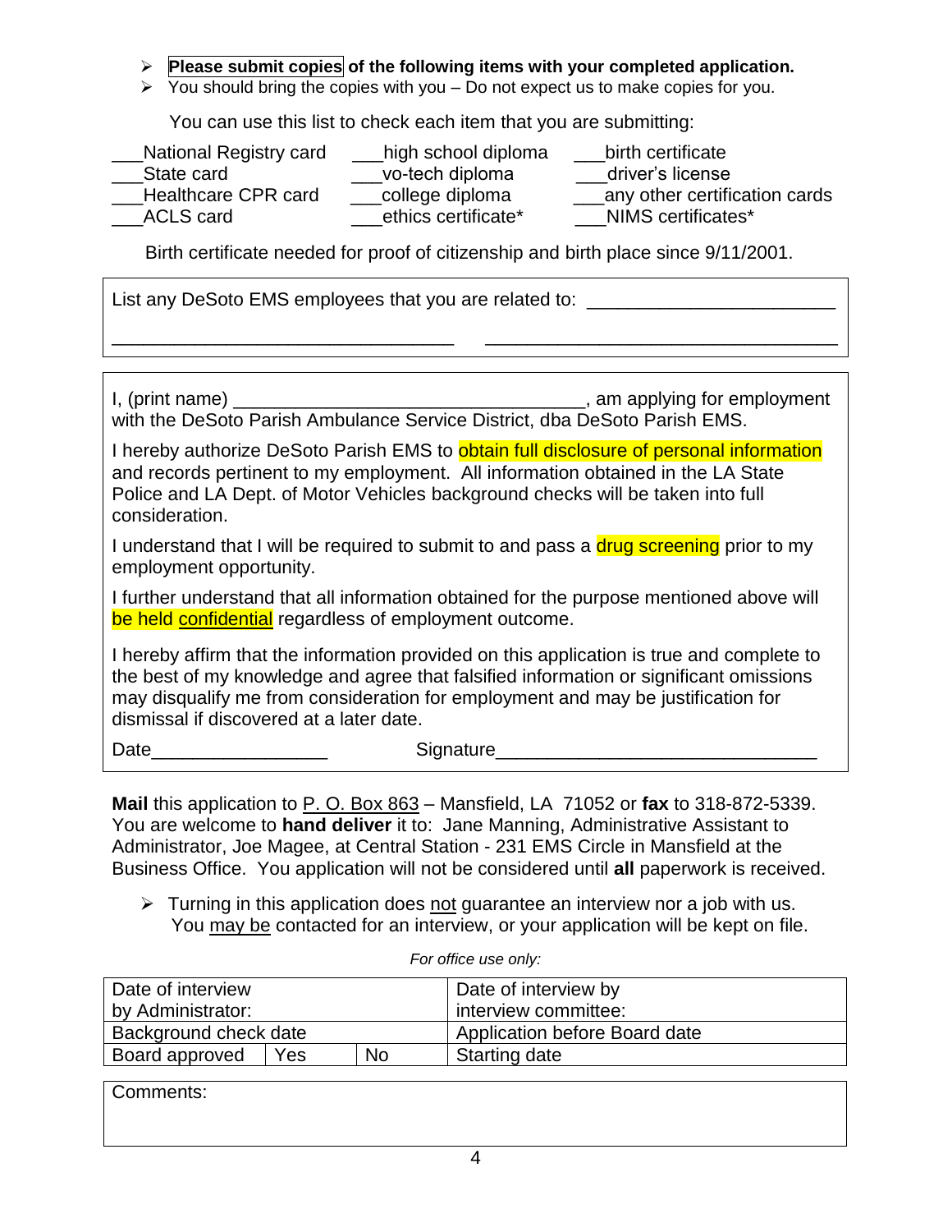- **Please submit copies of the following items with your completed application.**
- You should bring the copies with you – Do not expect us to make copies for you.

You can use this list to check each item that you are submitting:

| | | |
|---|---|---|
| ___National Registry card | ___high school diploma | ___birth certificate |
| ___State card | ___vo-tech diploma | ___driver's license |
| ___Healthcare CPR card | ___college diploma | ___any other certification cards |
| ___ACLS card | ___ethics certificate* | ___NIMS certificates* |

Birth certificate needed for proof of citizenship and birth place since 9/11/2001.

List any DeSoto EMS employees that you are related to: ________________________

________________________________ ________________________________

I, (print name) ___________________________________, am applying for employment with the DeSoto Parish Ambulance Service District, dba DeSoto Parish EMS.

I hereby authorize DeSoto Parish EMS to obtain full disclosure of personal information and records pertinent to my employment. All information obtained in the LA State Police and LA Dept. of Motor Vehicles background checks will be taken into full consideration.

I understand that I will be required to submit to and pass a drug screening prior to my employment opportunity.

I further understand that all information obtained for the purpose mentioned above will be held confidential regardless of employment outcome.

I hereby affirm that the information provided on this application is true and complete to the best of my knowledge and agree that falsified information or significant omissions may disqualify me from consideration for employment and may be justification for dismissal if discovered at a later date.

Date_________________ Signature_______________________________

**Mail** this application to P. O. Box 863 – Mansfield, LA 71052 or **fax** to 318-872-5339. You are welcome to **hand deliver** it to: Jane Manning, Administrative Assistant to Administrator, Joe Magee, at Central Station - 231 EMS Circle in Mansfield at the Business Office. You application will not be considered until **all** paperwork is received.

- Turning in this application does not guarantee an interview nor a job with us. You may be contacted for an interview, or your application will be kept on file.

*For office use only:*

| | | | |
|---|---|---|---|
| Date of interview by Administrator: | | | Date of interview by interview committee: |
| Background check date | | | Application before Board date |
| Board approved | Yes | No | Starting date |

Comments: